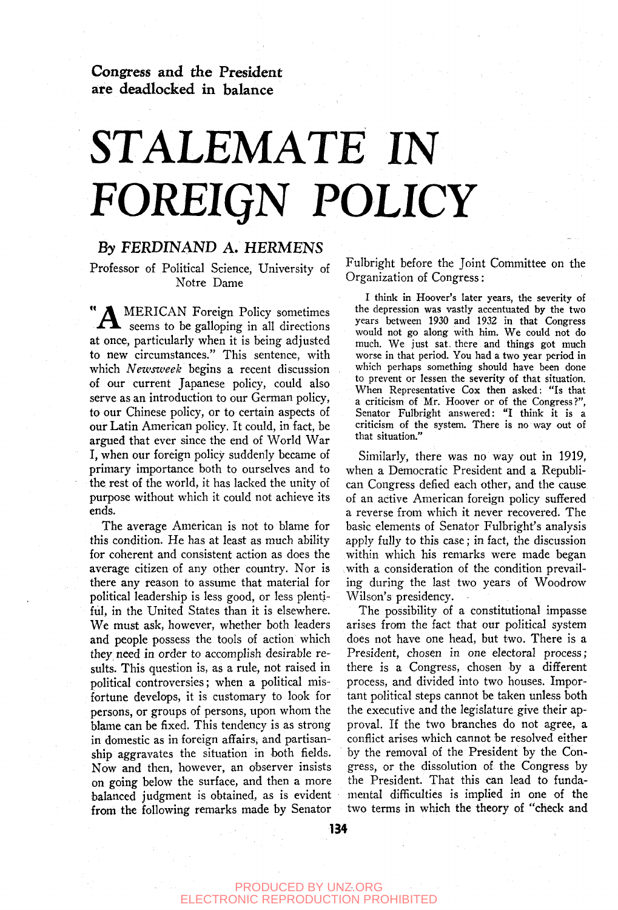**Congress and the President are deadlocked in balance**

# STALEMATE IN FOREIGN POLICY

### *By FERDINAND A. HERMENS*

Professor of Political Science, University of Notre Dame

"AMERICAN Foreign Policy sometimes seems to be galloping in all directions at once, particularly when it is being adjusted to new circumstances." This sentence, with which *Newsweek* begins a recent discussion of our current Japanese policy, could also serve as an introduction to our German policy, to our Chinese policy, or to certain aspects of our Latin American policy. It could, in fact, be argued that ever since the end of World War I, when our foreign policy suddenly became of primary importance both to ourselves and to the rest of the world, it has lacked the unity of purpose without which it could not achieve its ends.

The average American is not to blame for this condition. He has at least as much ability for coherent and consistent action as does the average citizen of any other country. Nor is there any reason to assume that material for political leadership is less good, or less plentiful, in the United States than it is elsewhere. We must ask, however, whether both leaders and people possess the tools of action which they need in order to accomplish desirable results. This question is, as a rule, not raised in political controversies; when a political misfortune develops, it is customary to look for persons, or groups of persons, upon whom the blame can be fixed. This tendency is as strong in domestic as in foreign affairs, and partisanship aggravates the situation in both fields. Now and then, however, an observer insists on going below the surface, and then a more balanced judgment is obtained, as is evident from the following remarks made by Senator Fulbright before the Joint Committee on the Organization of Congress:

> I think in Hoover's later years, the severity of the depression was vastly accentuated by the two years between 1930 and 1932 in that Congress would not go along with him. We could not do much. We just sat there and things got much worse in that period. You had a two year period in which perhaps something should have been done to prevent or lessen the severity of that situation. When Representative Cox then asked: "Is that a criticism of Mr. Hoover or of the Congress?", Senator Fulbright answered: "I think it is a criticism of the system. There is no way out of that situation."

Similarly, there was no way out in 1919, when a Democratic President and a Republican Congress defied each other, and the cause of an active American foreign policy suffered a reverse from which it never recovered. The basic elements of Senator Fulbright's analysis apply fully to this case; in fact, the discussion within which his remarks were made began with a consideration of the condition prevailing during the last two years of Woodrow Wilson's presidency.

The possibility of a constitutional impasse arises from the fact that our political system does not have one head, but two. There is a President, chosen in one electoral process; there is a Congress, chosen by a different process, and divided into two houses. Important political steps cannot be taken unless both the executive and the legislature give their approval. If the two branches do not agree, a conflict arises which cannot be resolved either by the removal of the President by the Congress, or the dissolution of the Congress by the President. That this can lead to fundamental difficulties is implied in one of the two terms in which the theory of "check and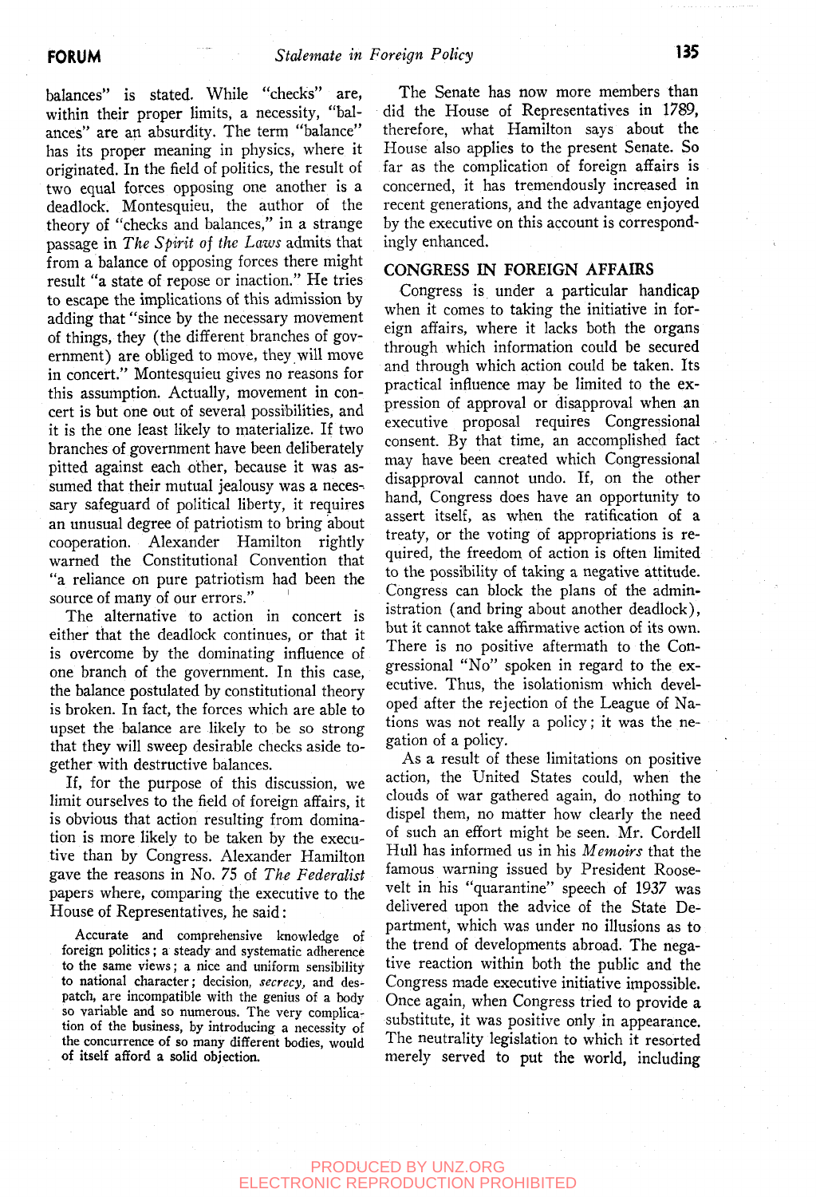balances" is stated. While "checks" are, within their proper limits, a necessity, "balances" are an absurdity. The term "balance" has its proper meaning in physics, where it originated. In the field of politics, the result of two equal forces opposing one another is a deadlock. Montesquieu, the author of the theory of "checks and balances," in a strange passage in *The Spirit of the Laws* admits that from a balance of opposing forces there might result "a state of repose or inaction." He tries to escape the implications of this admission by adding that "since by the necessary movement of things, they (the different branches of government) are obliged to move, they will move in concert." Montesquieu gives no reasons for this assumption. Actually, movement in concert is but one out of several possibilities, and it is the one least likely to materialize. If two branches of government have been deliberately pitted against each other, because it was assumed that their mutual jealousy was a necessary safeguard of political liberty, it requires an unusual degree of patriotism to bring about cooperation. Alexander Hamilton rightly warned the Constitutional Convention that "a reliance on pure patriotism had been the source of many of our errors."

The alternative to action in concert is either that the deadlock continues, or that it is overcome by the dominating influence of one branch of the government. In this case, the balance postulated by constitutional theory is broken. In fact, the forces which are able to upset the balance are likely to be so strong that they will sweep desirable checks aside together with destructive balances.

If, for the purpose of this discussion, we limit ourselves to the field of foreign affairs, it is obvious that action resulting from domination is more likely to be taken by the executive than by Congress. Alexander Hamilton gave the reasons in No. 75 of *The Federalist* papers where, comparing the executive to the House of Representatives, he said:

> Accurate and comprehensive knowledge of foreign politics; a steady and systematic adherence to the same views; a nice and uniform sensibility to national character; decision, *secrecy*, and despatch, are incompatible with the genius of a body so variable and so numerous. The very complication of the business, by introducing a necessity of the concurrence of so many different bodies, would of itself afford a solid objection.

The Senate has now more members than did the House of Representatives in 1789, therefore, what Hamilton says about the House also applies to the present Senate. So far as the complication of foreign affairs is concerned, it has tremendously increased in recent generations, and the advantage enjoyed by the executive on this account is correspondingly enhanced.

## CONGRESS IN FOREIGN AFFAIRS

Congress is under a particular handicap when it comes to taking the initiative in foreign affairs, where it lacks both the organs through which information could be secured and through which action could be taken. Its practical influence may be limited to the expression of approval or disapproval when an executive proposal requires Congressional consent. By that time, an accomplished fact may have been created which Congressional disapproval cannot undo. If, on the other hand, Congress does have an opportunity to assert itself, as when the ratification of a treaty, or the voting of appropriations is required, the freedom of action is often limited to the possibility of taking a negative attitude. Congress can block the plans of the administration (and bring about another deadlock), but it cannot take affirmative action of its own. There is no positive aftermath to the Congressional "No" spoken in regard to the executive. Thus, the isolationism which developed after the rejection of the League of Nations was not really a policy; it was the negation of a policy.

As a result of these limitations on positive action, the United States could, when the clouds of war gathered again, do nothing to dispel them, no matter how clearly the need of such an effort might be seen. Mr. Cordell Hull has informed us in his *Memoirs* that the famous warning issued by President Roosevelt in his "quarantine" speech of 1937 was delivered upon the advice of the State Department, which was under no illusions as to the trend of developments abroad. The negative reaction within both the public and the Congress made executive initiative impossible. Once again, when Congress tried to provide a substitute, it was positive only in appearance. The neutrality legislation to which it resorted merely served to put the world, including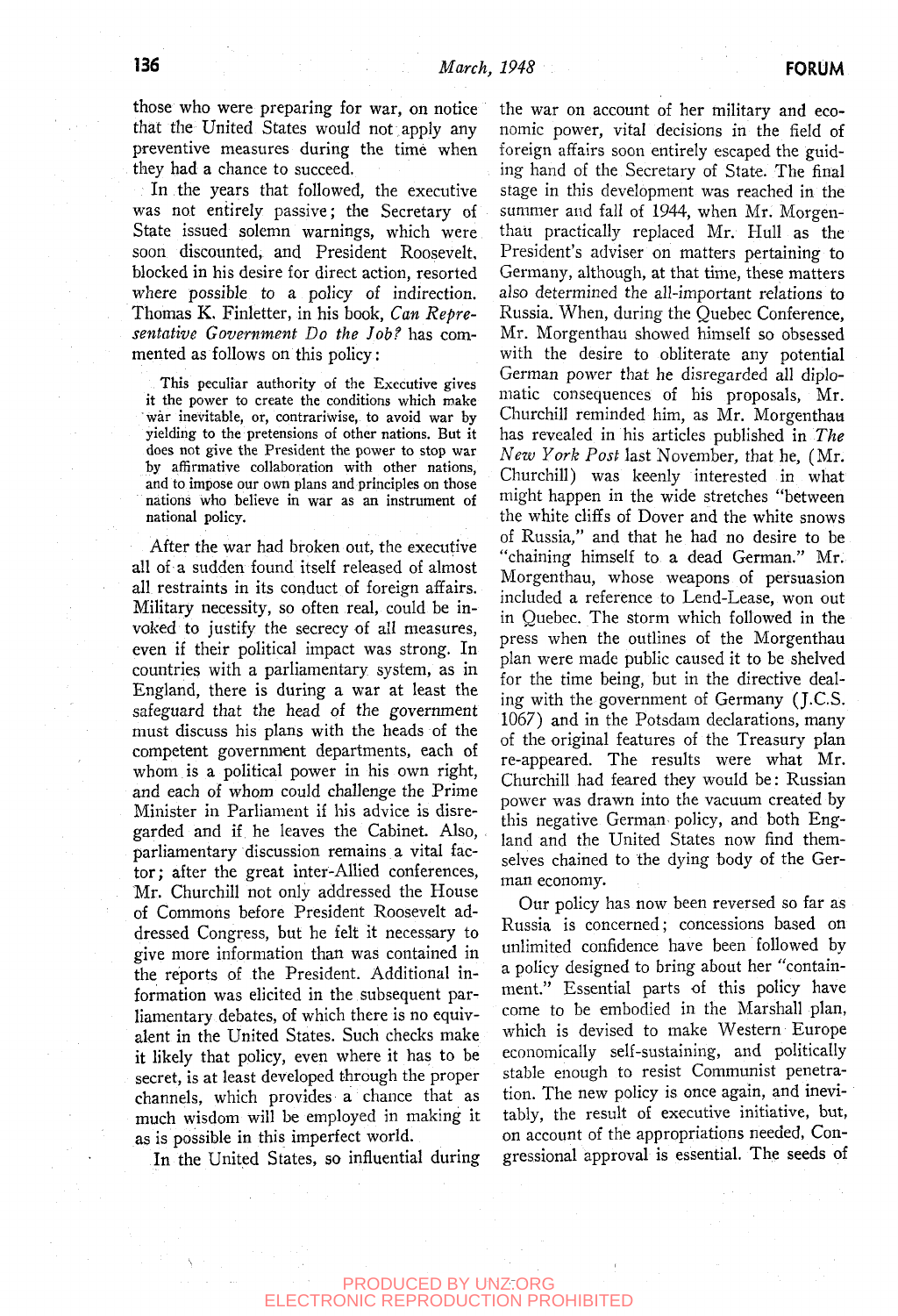those who were preparing for war, on notice that the United States would not apply any preventive measures during the time when they had a chance to succeed.

In the years that followed, the executive was not entirely passive; the Secretary of State issued solemn warnings, which were soon discounted, and President Roosevelt, blocked in his desire for direct action, resorted where possible to a policy of indirection. Thomas K. Finletter, in his book, *Can Representative Government Do the Job?* has commented as follows on this policy:

> This peculiar authority of the Executive gives it the power to create the conditions which make war inevitable, or, contrariwise, to avoid war by yielding to the pretensions of other nations. But it does not give the President the power to stop war by affirmative collaboration with other nations, and to impose our own plans and principles on those nations who believe in war as an instrument of national policy.

After the war had broken out, the executive all of a sudden found itself released of almost all restraints in its conduct of foreign affairs. Military necessity, so often real, could be invoked to justify the secrecy of all measures, even if their political impact was strong. In countries with a parliamentary system, as in England, there is during a war at least the safeguard that the head of the government must discuss his plans with the heads of the competent government departments, each of whom is a political power in his own right, and each of whom could challenge the Prime Minister in Parliament if his advice is disregarded and if he leaves the Cabinet. Also, parliamentary discussion remains a vital factor; after the great inter-Allied conferences, Mr. Churchill not only addressed the House of Commons before President Roosevelt addressed Congress, but he felt it necessary to give more information than was contained in the reports of the President. Additional information was elicited in the subsequent parliamentary debates, of which there is no equivalent in the United States. Such checks make it likely that policy, even where it has to be secret, is at least developed through the proper channels, which provides a chance that as much wisdom will be employed in making it as is possible in this imperfect world.

In the United States, so influential during the war on account of her military and economic power, vital decisions in the field of foreign affairs soon entirely escaped the guiding hand of the Secretary of State. The final stage in this development was reached in the summer and fall of 1944, when Mr. Morgenthau practically replaced Mr. Hull as the President's adviser on matters pertaining to Germany, although, at that time, these matters also determined the all-important relations to Russia. When, during the Quebec Conference, Mr. Morgenthau showed himself so obsessed with the desire to obliterate any potential German power that he disregarded all diplomatic consequences of his proposals, Mr. Churchill reminded him, as Mr. Morgenthau has revealed in his articles published in *The New York Post* last November, that he, (Mr. Churchill) was keenly interested in what might happen in the wide stretches "between the white cliffs of Dover and the white snows of Russia," and that he had no desire to be "chaining himself to a dead German." Mr. Morgenthau, whose weapons of persuasion included a reference to Lend-Lease, won out in Quebec. The storm which followed in the press when the outlines of the Morgenthau plan were made public caused it to be shelved for the time being, but in the directive dealing with the government of Germany (J.C.S. 1067) and in the Potsdam declarations, many of the original features of the Treasury plan re-appeared. The results were what Mr. Churchill had feared they would be: Russian power was drawn into the vacuum created by this negative German policy, and both England and the United States now find themselves chained to the dying body of the German economy.

Our policy has now been reversed so far as Russia is concerned; concessions based on unlimited confidence have been followed by a policy designed to bring about her "containment." Essential parts of this policy have come to be embodied in the Marshall plan, which is devised to make Western Europe economically self-sustaining, and politically stable enough to resist Communist penetration. The new policy is once again, and inevitably, the result of executive initiative, but, on account of the appropriations needed, Congressional approval is essential. The seeds of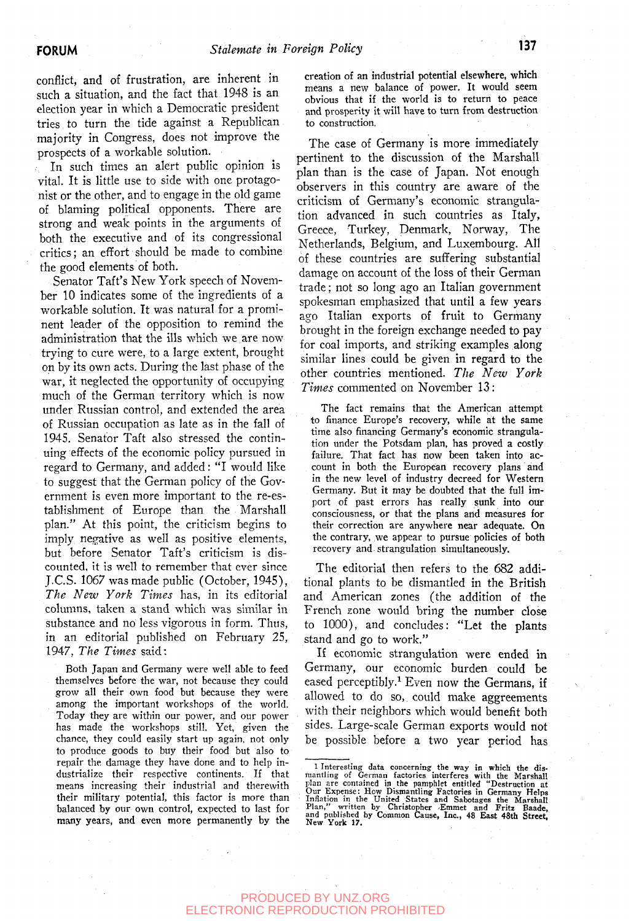conflict, and of frustration, are inherent in such a situation, and the fact that 1948 is an election year in which a Democratic president tries to turn the tide against a Republican majority in Congress, does not improve the prospects of a workable solution.

In such times an alert public opinion is vital. It is little use to side with one protagonist or the other, and to engage in the old game of blaming political opponents. There are strong and weak points in the arguments of both the executive and of its congressional critics; an effort should be made to combine the good elements of both.

Senator Taft's New York speech of November 10 indicates some of the ingredients of a workable solution. It was natural for a prominent leader of the opposition to remind the administration that the ills which we are now trying to cure were, to a large extent, brought on by its own acts. During the last phase of the war, it neglected the opportunity of occupying much of the German territory which is now under Russian control, and extended the area of Russian occupation as late as in the fall of 1945. Senator Taft also stressed the continuing effects of the economic policy pursued in regard to Germany, and added: "I would like to suggest that the German policy of the Government is even more important to the re-establishment of Europe than the Marshall plan." At this point, the criticism begins to imply negative as well as positive elements, but before Senator Taft's criticism is discounted, it is well to remember that ever since J.C.S. 1067 was made public (October, 1945), *The New York Times* has, in its editorial columns, taken a stand which was similar in substance and no less vigorous in form. Thus, in an editorial published on February 25, 1947, *The Times* said:

> Both Japan and Germany were well able to feed themselves before the war, not because they could grow all their own food but because they were among the important workshops of the world. Today they are within our power, and our power has made the workshops still. Yet, given the chance, they could easily start up again, not only to produce goods to buy their food but also to repair the damage they have done and to help industrialize their respective continents. If that means increasing their industrial and therewith their military potential, this factor is more than balanced by our own control, expected to last for many years, and even more permanently by the creation of an industrial potential elsewhere, which means a new balance of power. It would seem obvious that if the world is to return to peace and prosperity it will have to turn from destruction to construction.

The case of Germany is more immediately pertinent to the discussion of the Marshall plan than is the case of Japan. Not enough observers in this country are aware of the criticism of Germany's economic strangulation advanced in such countries as Italy, Greece, Turkey, Denmark, Norway, The Netherlands, Belgium, and Luxembourg. All of these countries are suffering substantial damage on account of the loss of their German trade; not so long ago an Italian government spokesman emphasized that until a few years ago Italian exports of fruit to Germany brought in the foreign exchange needed to pay for coal imports, and striking examples along similar lines could be given in regard to the other countries mentioned. *The New York Times* commented on November 13:

> The fact remains that the American attempt to finance Europe's recovery, while at the same time also financing Germany's economic strangulation under the Potsdam plan, has proved a costly failure. That fact has now been taken into account in both the European recovery plans and in the new level of industry decreed for Western Germany. But it may be doubted that the full import of past errors has really sunk into our consciousness, or that the plans and measures for their correction are anywhere near adequate. On the contrary, we appear to pursue policies of both recovery and strangulation simultaneously.

The editorial then refers to the 682 additional plants to be dismantled in the British and American zones (the addition of the French zone would bring the number close to 1000), and concludes: "Let the plants stand and go to work."

If economic strangulation were ended in Germany, our economic burden could be eased perceptibly.[1] Even now the Germans, if allowed to do so, could make agreements with their neighbors which would benefit both sides. Large-scale German exports would not be possible before a two year period has

[1] Interesting data concerning the way in which the dismantling of German factories interferes with the Marshall plan are contained in the pamphlet entitled "Destruction at Our Expense: How Dismantling Factories in Germany Helps Inflation in the United States and Sabotages the Marshall Plan," written by Christopher Emmet and Fritz Baade, and published by Common Cause, Inc., 48 East 48th Street, New York 17.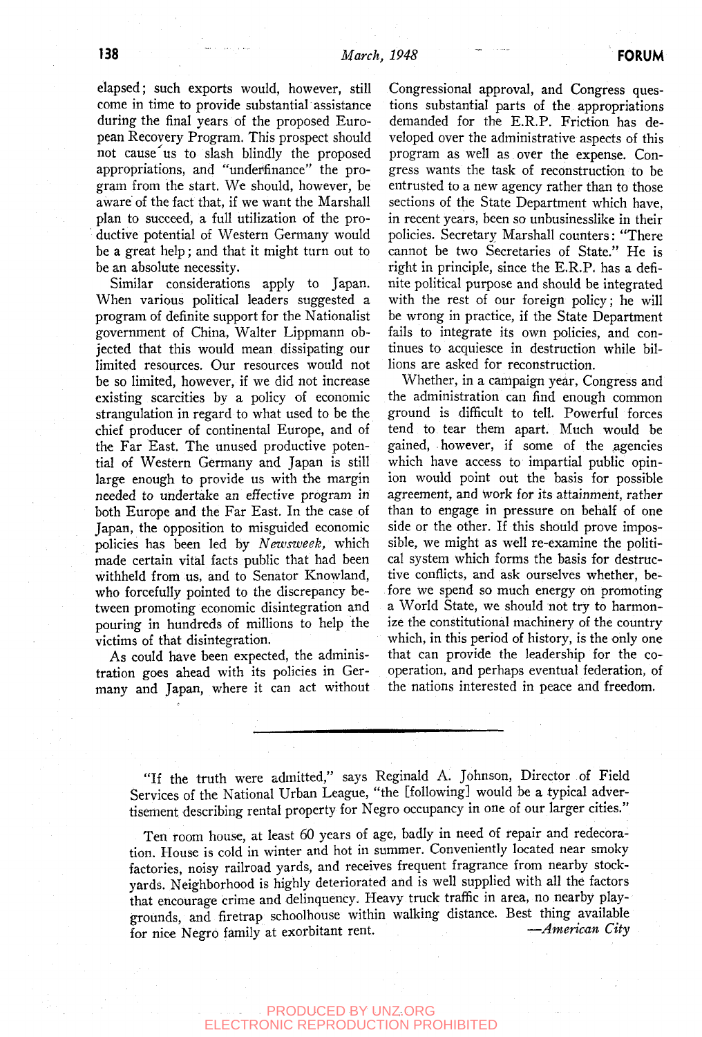elapsed; such exports would, however, still come in time to provide substantial assistance during the final years of the proposed European Recovery Program. This prospect should not cause us to slash blindly the proposed appropriations, and "underfinance" the program from the start. We should, however, be aware of the fact that, if we want the Marshall plan to succeed, a full utilization of the productive potential of Western Germany would be a great help; and that it might turn out to be an absolute necessity.

Similar considerations apply to Japan. When various political leaders suggested a program of definite support for the Nationalist government of China, Walter Lippmann objected that this would mean dissipating our limited resources. Our resources would not be so limited, however, if we did not increase existing scarcities by a policy of economic strangulation in regard to what used to be the chief producer of continental Europe, and of the Far East. The unused productive potential of Western Germany and Japan is still large enough to provide us with the margin needed to undertake an effective program in both Europe and the Far East. In the case of Japan, the opposition to misguided economic policies has been led by *Newsweek*, which made certain vital facts public that had been withheld from us, and to Senator Knowland, who forcefully pointed to the discrepancy between promoting economic disintegration and pouring in hundreds of millions to help the victims of that disintegration.

As could have been expected, the administration goes ahead with its policies in Germany and Japan, where it can act without Congressional approval, and Congress questions substantial parts of the appropriations demanded for the E.R.P. Friction has developed over the administrative aspects of this program as well as over the expense. Congress wants the task of reconstruction to be entrusted to a new agency rather than to those sections of the State Department which have, in recent years, been so unbusinesslike in their policies. Secretary Marshall counters: "There cannot be two Secretaries of State." He is right in principle, since the E.R.P. has a definite political purpose and should be integrated with the rest of our foreign policy; he will be wrong in practice, if the State Department fails to integrate its own policies, and continues to acquiesce in destruction while billions are asked for reconstruction.

Whether, in a campaign year, Congress and the administration can find enough common ground is difficult to tell. Powerful forces tend to tear them apart. Much would be gained, however, if some of the agencies which have access to impartial public opinion would point out the basis for possible agreement, and work for its attainment, rather than to engage in pressure on behalf of one side or the other. If this should prove impossible, we might as well re-examine the political system which forms the basis for destructive conflicts, and ask ourselves whether, before we spend so much energy on promoting a World State, we should not try to harmonize the constitutional machinery of the country which, in this period of history, is the only one that can provide the leadership for the cooperation, and perhaps eventual federation, of the nations interested in peace and freedom.

---

"If the truth were admitted," says Reginald A. Johnson, Director of Field Services of the National Urban League, "the [following] would be a typical advertisement describing rental property for Negro occupancy in one of our larger cities."

Ten room house, at least 60 years of age, badly in need of repair and redecoration. House is cold in winter and hot in summer. Conveniently located near smoky factories, noisy railroad yards, and receives frequent fragrance from nearby stockyards. Neighborhood is highly deteriorated and is well supplied with all the factors that encourage crime and delinquency. Heavy truck traffic in area, no nearby playgrounds, and firetrap schoolhouse within walking distance. Best thing available for nice Negro family at exorbitant rent. —*American City*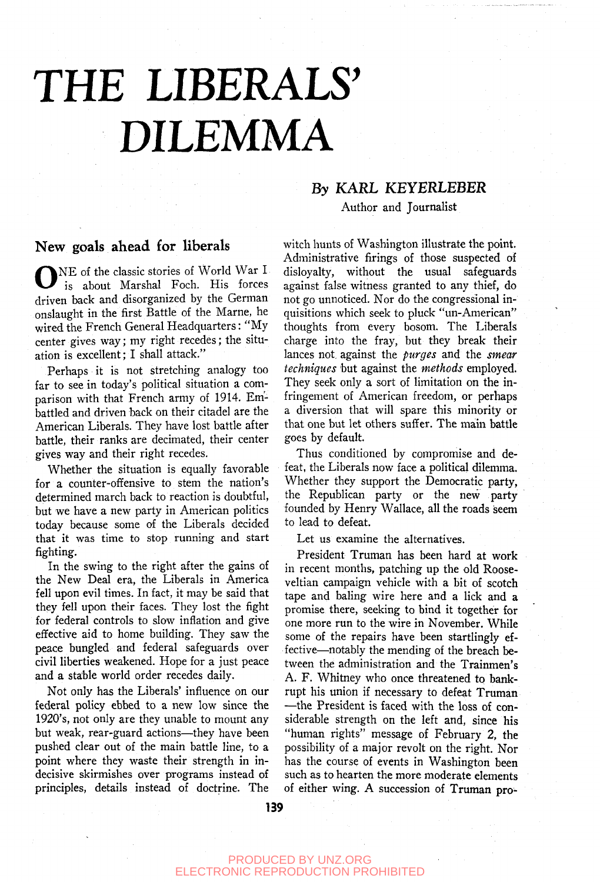# THE LIBERALS' DILEMMA

*By KARL KEYERLEBER*

Author and Journalist

## New goals ahead for liberals

ONE of the classic stories of World War I is about Marshal Foch. His forces driven back and disorganized by the German onslaught in the first Battle of the Marne, he wired the French General Headquarters: "My center gives way; my right recedes; the situation is excellent; I shall attack."

Perhaps it is not stretching analogy too far to see in today's political situation a comparison with that French army of 1914. Embattled and driven back on their citadel are the American Liberals. They have lost battle after battle, their ranks are decimated, their center gives way and their right recedes.

Whether the situation is equally favorable for a counter-offensive to stem the nation's determined march back to reaction is doubtful, but we have a new party in American politics today because some of the Liberals decided that it was time to stop running and start fighting.

In the swing to the right after the gains of the New Deal era, the Liberals in America fell upon evil times. In fact, it may be said that they fell upon their faces. They lost the fight for federal controls to slow inflation and give effective aid to home building. They saw the peace bungled and federal safeguards over civil liberties weakened. Hope for a just peace and a stable world order recedes daily.

Not only has the Liberals' influence on our federal policy ebbed to a new low since the 1920's, not only are they unable to mount any but weak, rear-guard actions—they have been pushed clear out of the main battle line, to a point where they waste their strength in indecisive skirmishes over programs instead of principles, details instead of doctrine. The witch hunts of Washington illustrate the point. Administrative firings of those suspected of disloyalty, without the usual safeguards against false witness granted to any thief, do not go unnoticed. Nor do the congressional inquisitions which seek to pluck "un-American" thoughts from every bosom. The Liberals charge into the fray, but they break their lances not against the *purges* and the *smear techniques* but against the *methods* employed. They seek only a sort of limitation on the infringement of American freedom, or perhaps a diversion that will spare this minority or that one but let others suffer. The main battle goes by default.

Thus conditioned by compromise and defeat, the Liberals now face a political dilemma. Whether they support the Democratic party, the Republican party or the new party founded by Henry Wallace, all the roads seem to lead to defeat.

Let us examine the alternatives.

President Truman has been hard at work in recent months, patching up the old Rooseveltian campaign vehicle with a bit of scotch tape and baling wire here and a lick and a promise there, seeking to bind it together for one more run to the wire in November. While some of the repairs have been startlingly effective—notably the mending of the breach between the administration and the Trainmen's A. F. Whitney who once threatened to bankrupt his union if necessary to defeat Truman—the President is faced with the loss of considerable strength on the left and, since his "human rights" message of February 2, the possibility of a major revolt on the right. Nor has the course of events in Washington been such as to hearten the more moderate elements of either wing. A succession of Truman pro-